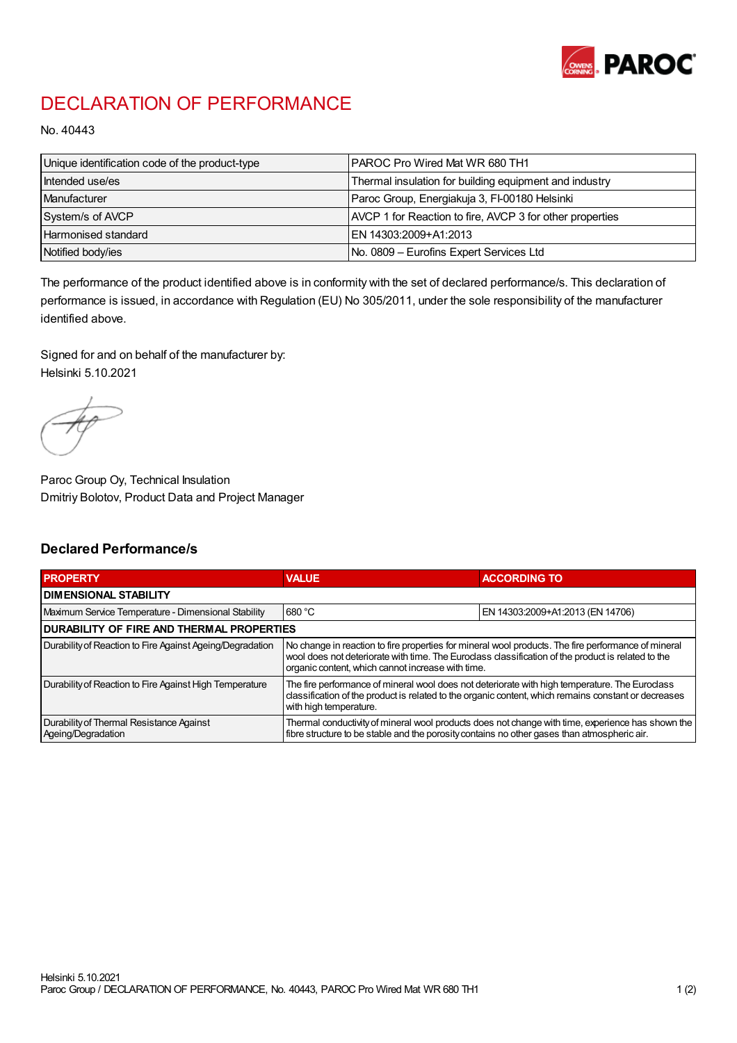# DECLARATION OF PERFORMANCE

No. 40443

| | |
|---|---|
| Unique identification code of the product-type | PAROC Pro Wired Mat WR 680 TH1 |
| Intended use/es | Thermal insulation for building equipment and industry |
| Manufacturer | Paroc Group, Energiakuja 3, FI-00180 Helsinki |
| System/s of AVCP | AVCP 1 for Reaction to fire, AVCP 3 for other properties |
| Harmonised standard | EN 14303:2009+A1:2013 |
| Notified body/ies | No. 0809 – Eurofins Expert Services Ltd |

The performance of the product identified above is in conformity with the set of declared performance/s. This declaration of performance is issued, in accordance with Regulation (EU) No 305/2011, under the sole responsibility of the manufacturer identified above.

Signed for and on behalf of the manufacturer by:
Helsinki 5.10.2021

Paroc Group Oy, Technical Insulation
Dmitriy Bolotov, Product Data and Project Manager

## Declared Performance/s

| PROPERTY | VALUE | ACCORDING TO |
|---|---|---|
| **DIMENSIONAL STABILITY** | | |
| Maximum Service Temperature - Dimensional Stability | 680 °C | EN 14303:2009+A1:2013 (EN 14706) |
| **DURABILITY OF FIRE AND THERMAL PROPERTIES** | | |
| Durability of Reaction to Fire Against Ageing/Degradation | No change in reaction to fire properties for mineral wool products. The fire performance of mineral wool does not deteriorate with time. The Euroclass classification of the product is related to the organic content, which cannot increase with time. | |
| Durability of Reaction to Fire Against High Temperature | The fire performance of mineral wool does not deteriorate with high temperature. The Euroclass classification of the product is related to the organic content, which remains constant or decreases with high temperature. | |
| Durability of Thermal Resistance Against Ageing/Degradation | Thermal conductivity of mineral wool products does not change with time, experience has shown the fibre structure to be stable and the porosity contains no other gases than atmospheric air. | |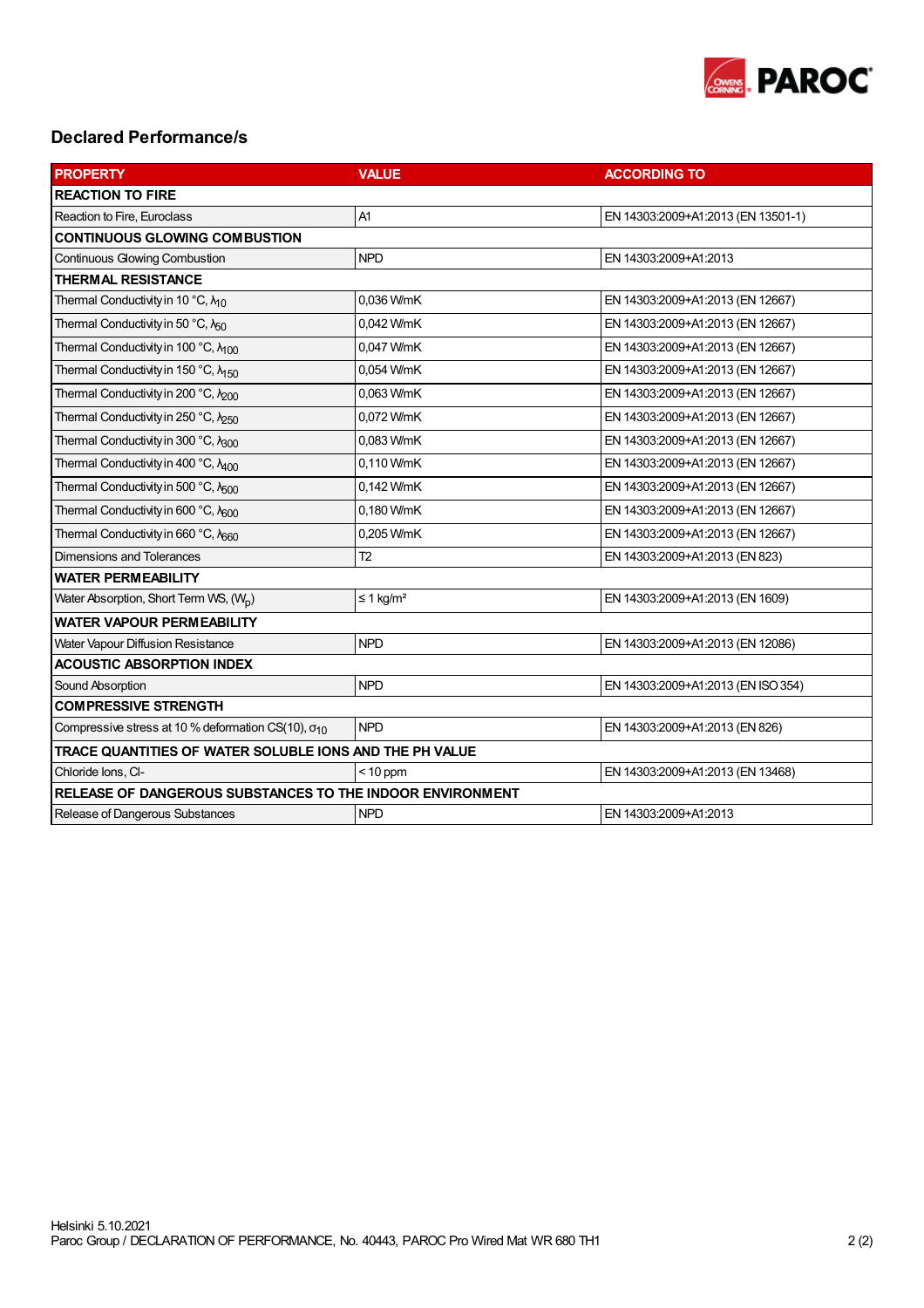## Declared Performance/s

| PROPERTY | VALUE | ACCORDING TO |
| --- | --- | --- |
| **REACTION TO FIRE** | | |
| Reaction to Fire, Euroclass | A1 | EN 14303:2009+A1:2013 (EN 13501-1) |
| **CONTINUOUS GLOWING COMBUSTION** | | |
| Continuous Glowing Combustion | NPD | EN 14303:2009+A1:2013 |
| **THERMAL RESISTANCE** | | |
| Thermal Conductivity in 10 °C, $\lambda_{10}$ | 0,036 W/mK | EN 14303:2009+A1:2013 (EN 12667) |
| Thermal Conductivity in 50 °C, $\lambda_{50}$ | 0,042 W/mK | EN 14303:2009+A1:2013 (EN 12667) |
| Thermal Conductivity in 100 °C, $\lambda_{100}$ | 0,047 W/mK | EN 14303:2009+A1:2013 (EN 12667) |
| Thermal Conductivity in 150 °C, $\lambda_{150}$ | 0,054 W/mK | EN 14303:2009+A1:2013 (EN 12667) |
| Thermal Conductivity in 200 °C, $\lambda_{200}$ | 0,063 W/mK | EN 14303:2009+A1:2013 (EN 12667) |
| Thermal Conductivity in 250 °C, $\lambda_{250}$ | 0,072 W/mK | EN 14303:2009+A1:2013 (EN 12667) |
| Thermal Conductivity in 300 °C, $\lambda_{300}$ | 0,083 W/mK | EN 14303:2009+A1:2013 (EN 12667) |
| Thermal Conductivity in 400 °C, $\lambda_{400}$ | 0,110 W/mK | EN 14303:2009+A1:2013 (EN 12667) |
| Thermal Conductivity in 500 °C, $\lambda_{500}$ | 0,142 W/mK | EN 14303:2009+A1:2013 (EN 12667) |
| Thermal Conductivity in 600 °C, $\lambda_{600}$ | 0,180 W/mK | EN 14303:2009+A1:2013 (EN 12667) |
| Thermal Conductivity in 660 °C, $\lambda_{660}$ | 0,205 W/mK | EN 14303:2009+A1:2013 (EN 12667) |
| Dimensions and Tolerances | T2 | EN 14303:2009+A1:2013 (EN 823) |
| **WATER PERMEABILITY** | | |
| Water Absorption, Short Term WS, ($W_p$) | ≤ 1 kg/m² | EN 14303:2009+A1:2013 (EN 1609) |
| **WATER VAPOUR PERMEABILITY** | | |
| Water Vapour Diffusion Resistance | NPD | EN 14303:2009+A1:2013 (EN 12086) |
| **ACOUSTIC ABSORPTION INDEX** | | |
| Sound Absorption | NPD | EN 14303:2009+A1:2013 (EN ISO 354) |
| **COMPRESSIVE STRENGTH** | | |
| Compressive stress at 10 % deformation CS(10), $\sigma_{10}$ | NPD | EN 14303:2009+A1:2013 (EN 826) |
| **TRACE QUANTITIES OF WATER SOLUBLE IONS AND THE PH VALUE** | | |
| Chloride Ions, Cl- | < 10 ppm | EN 14303:2009+A1:2013 (EN 13468) |
| **RELEASE OF DANGEROUS SUBSTANCES TO THE INDOOR ENVIRONMENT** | | |
| Release of Dangerous Substances | NPD | EN 14303:2009+A1:2013 |

Helsinki 5.10.2021
Paroc Group / DECLARATION OF PERFORMANCE, No. 40443, PAROC Pro Wired Mat WR 680 TH1